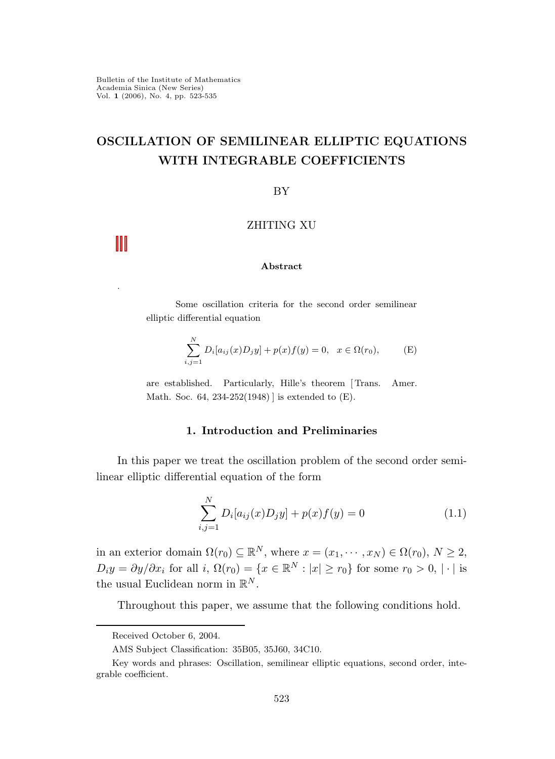Bulletin of the Institute of Mathematics
Academia Sinica (New Series)
Vol. **1** (2006), No. 4, pp. 523-535

# OSCILLATION OF SEMILINEAR ELLIPTIC EQUATIONS WITH INTEGRABLE COEFFICIENTS

BY

ZHITING XU

**Abstract**

Some oscillation criteria for the second order semilinear elliptic differential equation

$$\sum_{i,j=1}^{N} D_i[a_{ij}(x)D_j y] + p(x)f(y) = 0, \quad x \in \Omega(r_0), \tag{E}$$

are established. Particularly, Hille's theorem [ Trans. Amer. Math. Soc. 64, 234-252(1948) ] is extended to (E).

## 1. Introduction and Preliminaries

In this paper we treat the oscillation problem of the second order semilinear elliptic differential equation of the form

$$\sum_{i,j=1}^{N} D_i[a_{ij}(x)D_j y] + p(x)f(y) = 0 \tag{1.1}$$

in an exterior domain $\Omega(r_0) \subseteq \mathbb{R}^N$, where $x = (x_1, \cdots, x_N) \in \Omega(r_0)$, $N \geq 2$, $D_i y = \partial y/\partial x_i$ for all $i$, $\Omega(r_0) = \{x \in \mathbb{R}^N : |x| \geq r_0\}$ for some $r_0 > 0$, $|\cdot|$ is the usual Euclidean norm in $\mathbb{R}^N$.

Throughout this paper, we assume that the following conditions hold.

Received October 6, 2004.

AMS Subject Classification: 35B05, 35J60, 34C10.

Key words and phrases: Oscillation, semilinear elliptic equations, second order, integrable coefficient.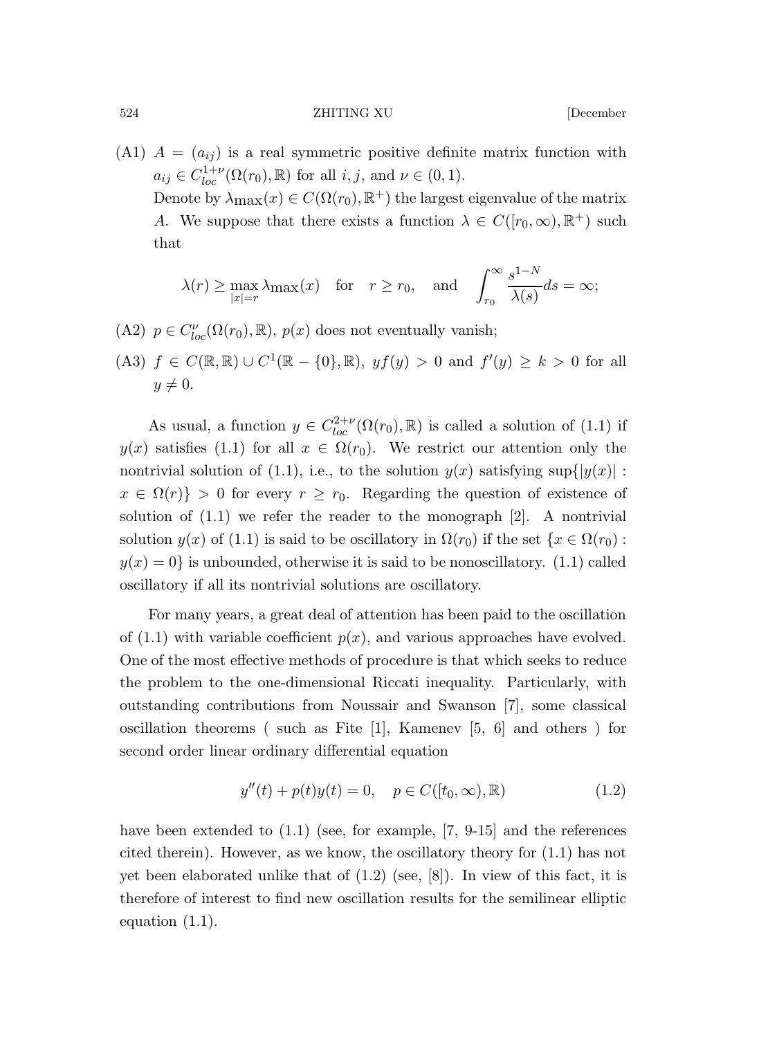(A1) $A = (a_{ij})$ is a real symmetric positive definite matrix function with $a_{ij} \in C^{1+\nu}_{loc}(\Omega(r_0), \mathbb{R})$ for all $i, j$, and $\nu \in (0, 1)$.
Denote by $\lambda_{\max}(x) \in C(\Omega(r_0), \mathbb{R}^+)$ the largest eigenvalue of the matrix $A$. We suppose that there exists a function $\lambda \in C([r_0, \infty), \mathbb{R}^+)$ such that

$$\lambda(r) \geq \max_{|x|=r} \lambda_{\max}(x) \quad \text{for} \quad r \geq r_0, \quad \text{and} \quad \int_{r_0}^{\infty} \frac{s^{1-N}}{\lambda(s)} ds = \infty;$$

(A2) $p \in C^{\nu}_{loc}(\Omega(r_0), \mathbb{R})$, $p(x)$ does not eventually vanish;

(A3) $f \in C(\mathbb{R}, \mathbb{R}) \cup C^1(\mathbb{R} - \{0\}, \mathbb{R})$, $yf(y) > 0$ and $f'(y) \geq k > 0$ for all $y \neq 0$.

As usual, a function $y \in C^{2+\nu}_{loc}(\Omega(r_0), \mathbb{R})$ is called a solution of (1.1) if $y(x)$ satisfies (1.1) for all $x \in \Omega(r_0)$. We restrict our attention only the nontrivial solution of (1.1), i.e., to the solution $y(x)$ satisfying $\sup\{|y(x)| : x \in \Omega(r)\} > 0$ for every $r \geq r_0$. Regarding the question of existence of solution of (1.1) we refer the reader to the monograph [2]. A nontrivial solution $y(x)$ of (1.1) is said to be oscillatory in $\Omega(r_0)$ if the set $\{x \in \Omega(r_0) : y(x) = 0\}$ is unbounded, otherwise it is said to be nonoscillatory. (1.1) called oscillatory if all its nontrivial solutions are oscillatory.

For many years, a great deal of attention has been paid to the oscillation of (1.1) with variable coefficient $p(x)$, and various approaches have evolved. One of the most effective methods of procedure is that which seeks to reduce the problem to the one-dimensional Riccati inequality. Particularly, with outstanding contributions from Noussair and Swanson [7], some classical oscillation theorems ( such as Fite [1], Kamenev [5, 6] and others ) for second order linear ordinary differential equation

$$y''(t) + p(t)y(t) = 0, \quad p \in C([t_0, \infty), \mathbb{R}) \tag{1.2}$$

have been extended to (1.1) (see, for example, [7, 9-15] and the references cited therein). However, as we know, the oscillatory theory for (1.1) has not yet been elaborated unlike that of (1.2) (see, [8]). In view of this fact, it is therefore of interest to find new oscillation results for the semilinear elliptic equation (1.1).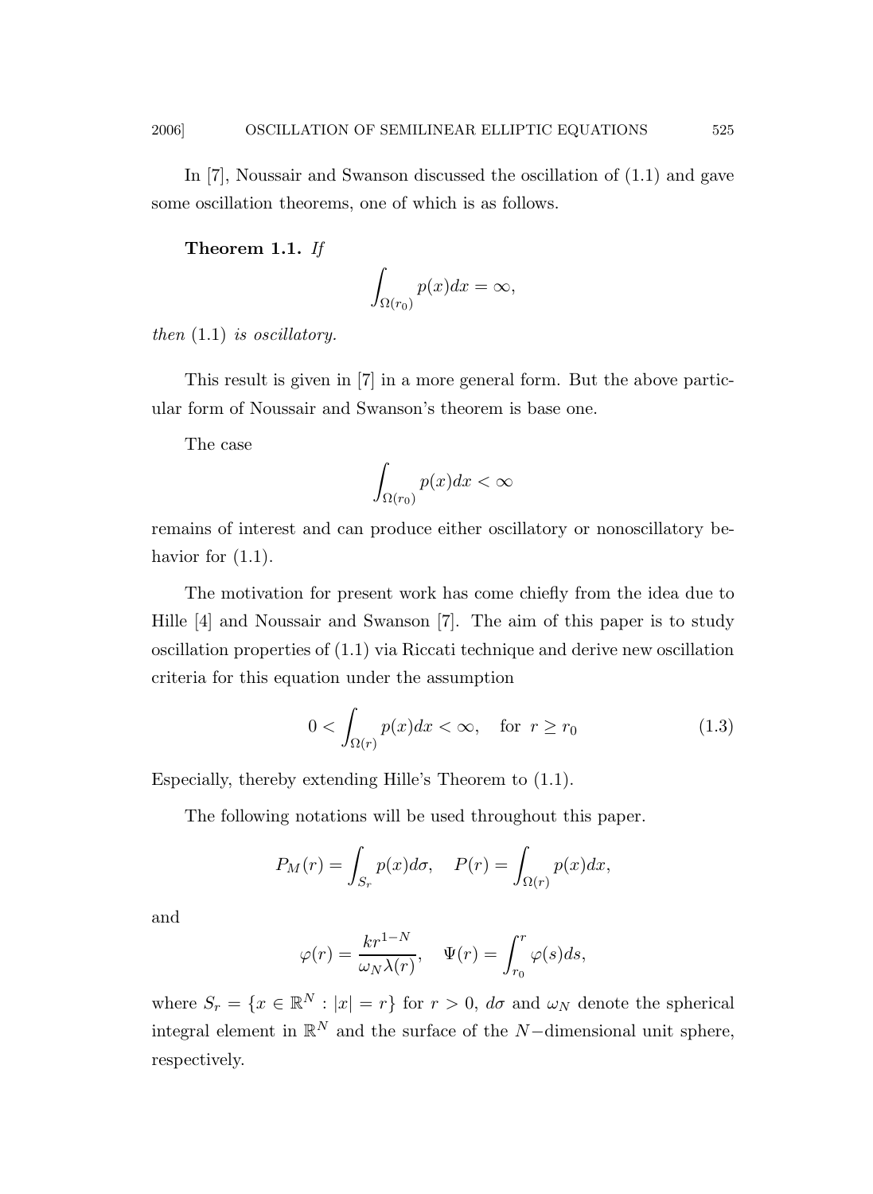In [7], Noussair and Swanson discussed the oscillation of (1.1) and gave some oscillation theorems, one of which is as follows.

**Theorem 1.1.** *If*

$$\int_{\Omega(r_0)} p(x)dx = \infty,$$

*then* (1.1) *is oscillatory.*

This result is given in [7] in a more general form. But the above particular form of Noussair and Swanson's theorem is base one.

The case

$$\int_{\Omega(r_0)} p(x)dx < \infty$$

remains of interest and can produce either oscillatory or nonoscillatory behavior for (1.1).

The motivation for present work has come chiefly from the idea due to Hille [4] and Noussair and Swanson [7]. The aim of this paper is to study oscillation properties of (1.1) via Riccati technique and derive new oscillation criteria for this equation under the assumption

$$0 < \int_{\Omega(r)} p(x)dx < \infty, \quad \text{for } r \geq r_0 \tag{1.3}$$

Especially, thereby extending Hille's Theorem to (1.1).

The following notations will be used throughout this paper.

$$P_M(r) = \int_{S_r} p(x)d\sigma, \quad P(r) = \int_{\Omega(r)} p(x)dx,$$

and

$$\varphi(r) = \frac{kr^{1-N}}{\omega_N \lambda(r)}, \quad \Psi(r) = \int_{r_0}^{r} \varphi(s)ds,$$

where $S_r = \{x \in \mathbb{R}^N : |x| = r\}$ for $r > 0$, $d\sigma$ and $\omega_N$ denote the spherical integral element in $\mathbb{R}^N$ and the surface of the $N-$dimensional unit sphere, respectively.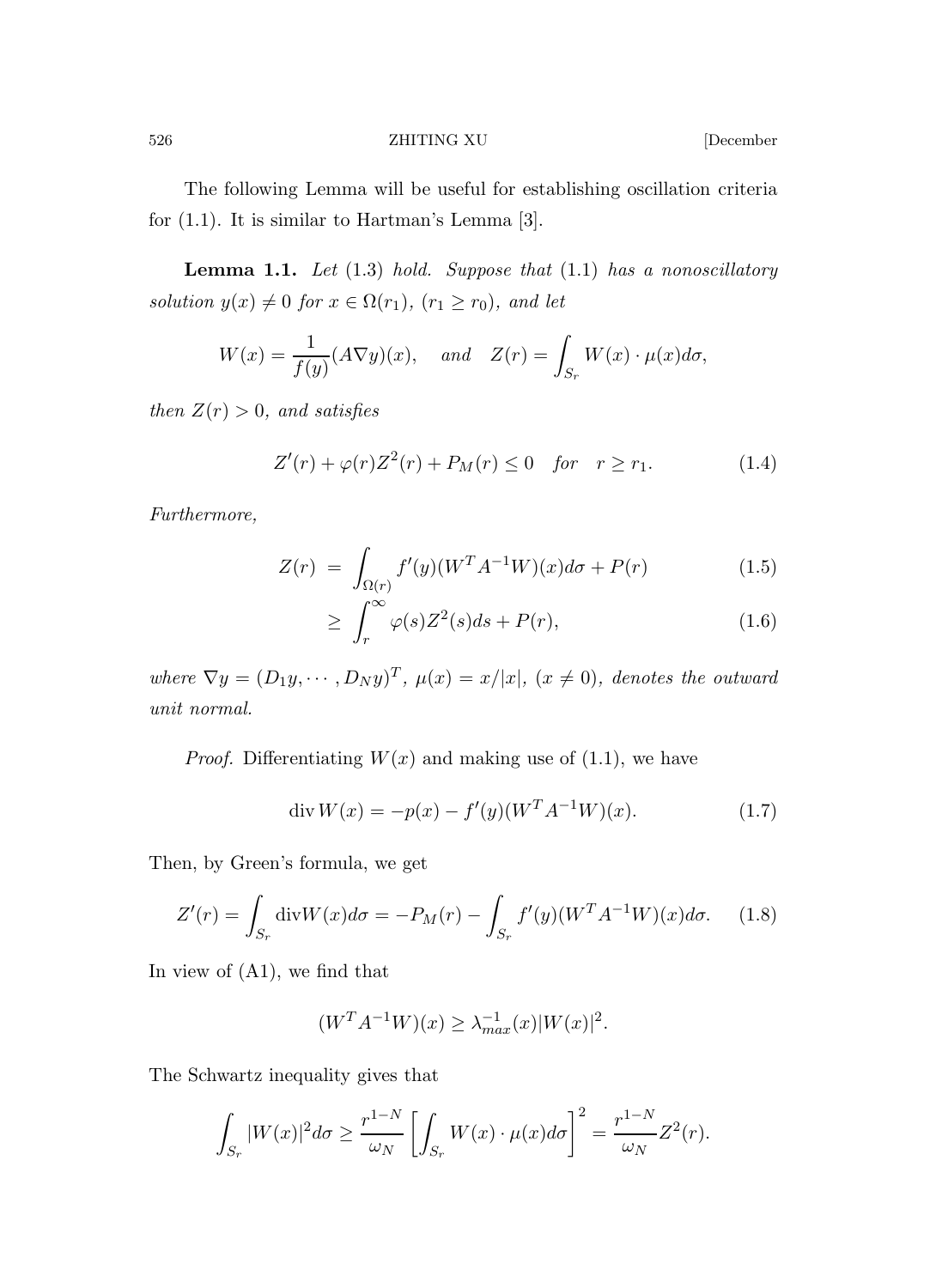The following Lemma will be useful for establishing oscillation criteria for (1.1). It is similar to Hartman's Lemma [3].

**Lemma 1.1.** *Let* (1.3) *hold. Suppose that* (1.1) *has a nonoscillatory solution* $y(x) \neq 0$ *for* $x \in \Omega(r_1)$, $(r_1 \geq r_0)$, *and let*

$$W(x) = \frac{1}{f(y)}(A\nabla y)(x), \quad \textit{and} \quad Z(r) = \int_{S_r} W(x) \cdot \mu(x) d\sigma,$$

*then* $Z(r) > 0$, *and satisfies*

$$Z'(r) + \varphi(r) Z^2(r) + P_M(r) \leq 0 \quad \textit{for} \quad r \geq r_1. \tag{1.4}$$

*Furthermore,*

$$\begin{aligned} Z(r) &= \int_{\Omega(r)} f'(y)(W^T A^{-1} W)(x) d\sigma + P(r) && (1.5) \\ &\geq \int_r^\infty \varphi(s) Z^2(s) ds + P(r), && (1.6) \end{aligned}$$

*where* $\nabla y = (D_1 y, \cdots, D_N y)^T$, $\mu(x) = x/|x|$, $(x \neq 0)$, *denotes the outward unit normal.*

*Proof.* Differentiating $W(x)$ and making use of (1.1), we have

$$\operatorname{div} W(x) = -p(x) - f'(y)(W^T A^{-1} W)(x). \tag{1.7}$$

Then, by Green's formula, we get

$$Z'(r) = \int_{S_r} \operatorname{div} W(x) d\sigma = -P_M(r) - \int_{S_r} f'(y)(W^T A^{-1} W)(x) d\sigma. \tag{1.8}$$

In view of (A1), we find that

$$(W^T A^{-1} W)(x) \geq \lambda_{max}^{-1}(x) |W(x)|^2.$$

The Schwartz inequality gives that

$$\int_{S_r} |W(x)|^2 d\sigma \geq \frac{r^{1-N}}{\omega_N} \left[ \int_{S_r} W(x) \cdot \mu(x) d\sigma \right]^2 = \frac{r^{1-N}}{\omega_N} Z^2(r).$$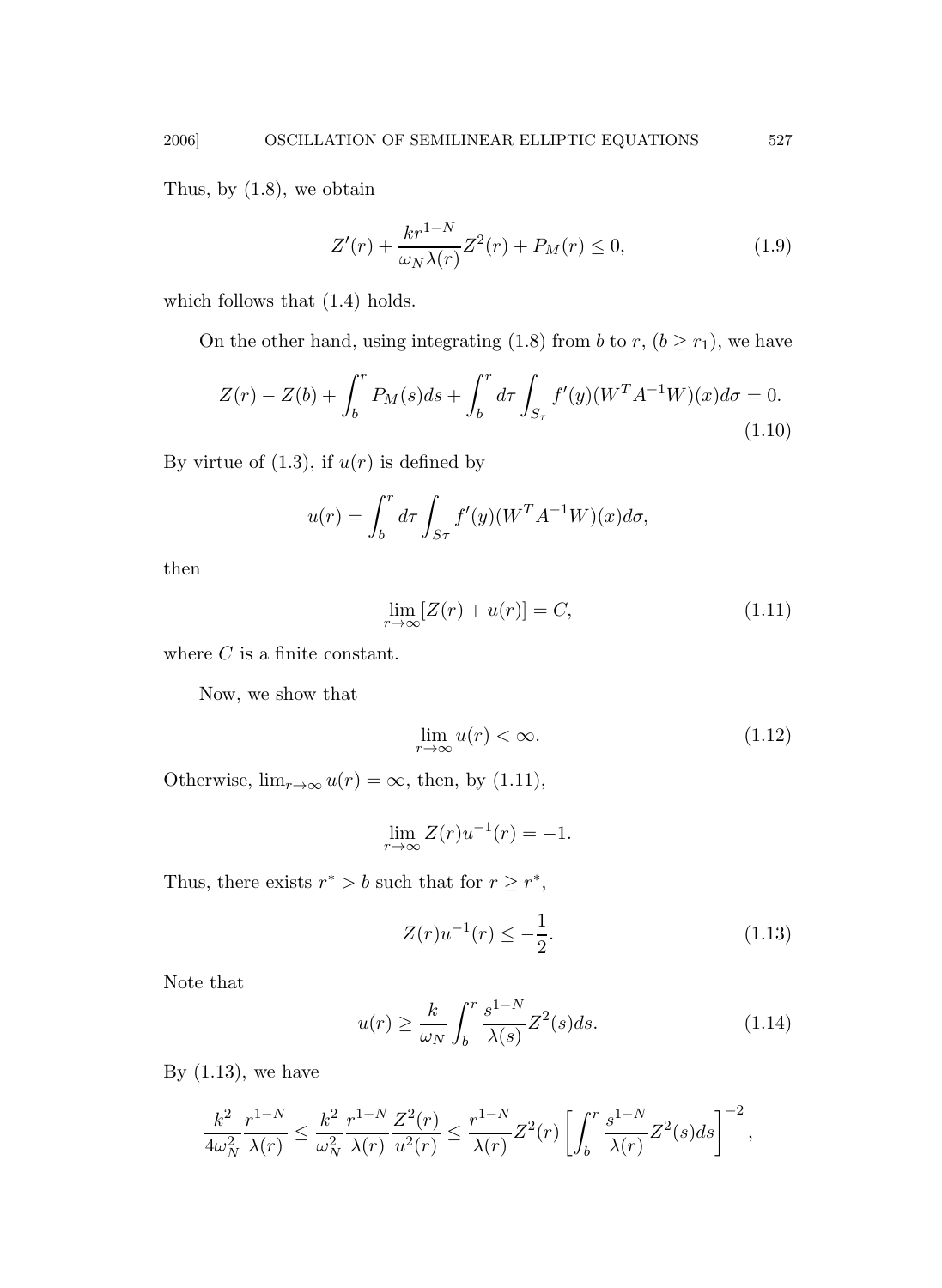Thus, by (1.8), we obtain

$$Z'(r) + \frac{kr^{1-N}}{\omega_N \lambda(r)} Z^2(r) + P_M(r) \leq 0, \tag{1.9}$$

which follows that (1.4) holds.

On the other hand, using integrating (1.8) from $b$ to $r$, $(b \geq r_1)$, we have

$$Z(r) - Z(b) + \int_b^r P_M(s)ds + \int_b^r d\tau \int_{S_\tau} f'(y)(W^T A^{-1} W)(x) d\sigma = 0. \tag{1.10}$$

By virtue of (1.3), if $u(r)$ is defined by

$$u(r) = \int_b^r d\tau \int_{S\tau} f'(y)(W^T A^{-1} W)(x) d\sigma,$$

then

$$\lim_{r\to\infty} [Z(r) + u(r)] = C, \tag{1.11}$$

where $C$ is a finite constant.

Now, we show that

$$\lim_{r\to\infty} u(r) < \infty. \tag{1.12}$$

Otherwise, $\lim_{r\to\infty} u(r) = \infty$, then, by (1.11),

$$\lim_{r\to\infty} Z(r) u^{-1}(r) = -1.$$

Thus, there exists $r^* > b$ such that for $r \geq r^*$,

$$Z(r) u^{-1}(r) \leq -\frac{1}{2}. \tag{1.13}$$

Note that

$$u(r) \geq \frac{k}{\omega_N} \int_b^r \frac{s^{1-N}}{\lambda(s)} Z^2(s) ds. \tag{1.14}$$

By (1.13), we have

$$\frac{k^2}{4\omega_N^2} \frac{r^{1-N}}{\lambda(r)} \leq \frac{k^2}{\omega_N^2} \frac{r^{1-N}}{\lambda(r)} \frac{Z^2(r)}{u^2(r)} \leq \frac{r^{1-N}}{\lambda(r)} Z^2(r) \left[ \int_b^r \frac{s^{1-N}}{\lambda(r)} Z^2(s) ds \right]^{-2},$$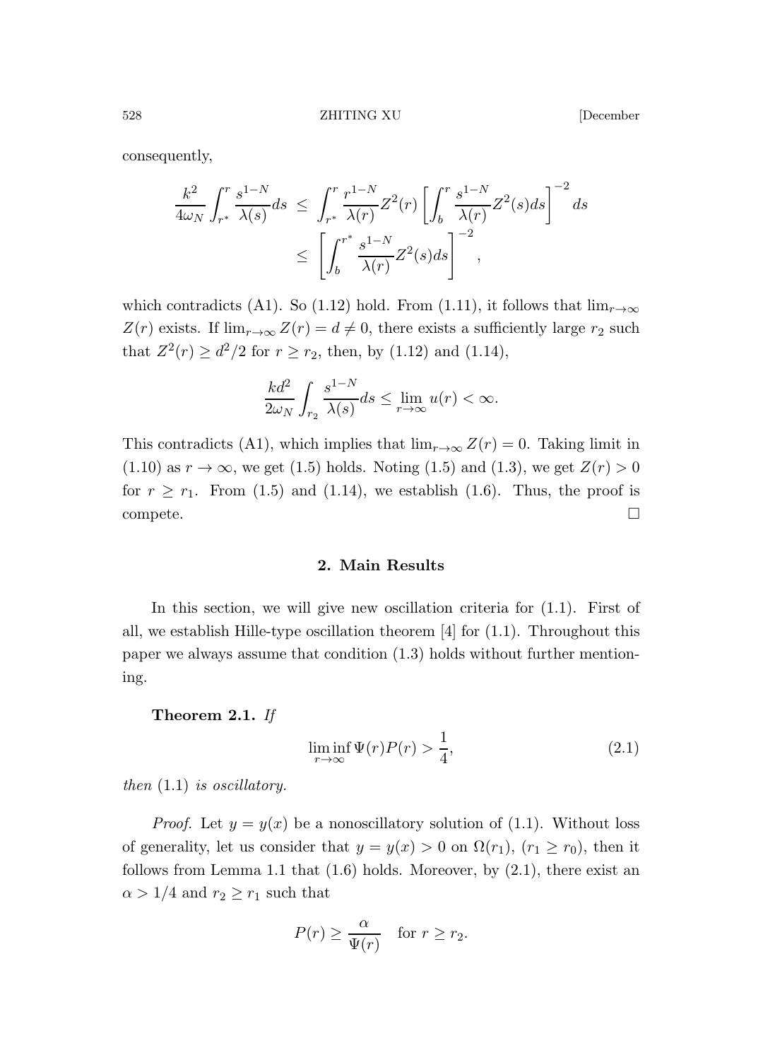consequently,

$$\frac{k^2}{4\omega_N}\int_{r^*}^{r}\frac{s^{1-N}}{\lambda(s)}ds \;\le\; \int_{r^*}^{r}\frac{r^{1-N}}{\lambda(r)}Z^2(r)\left[\int_b^r \frac{s^{1-N}}{\lambda(r)}Z^2(s)ds\right]^{-2}ds$$
$$\le\; \left[\int_b^{r^*}\frac{s^{1-N}}{\lambda(r)}Z^2(s)ds\right]^{-2},$$

which contradicts (A1). So (1.12) hold. From (1.11), it follows that $\lim_{r\to\infty} Z(r)$ exists. If $\lim_{r\to\infty} Z(r) = d \neq 0$, there exists a sufficiently large $r_2$ such that $Z^2(r) \geq d^2/2$ for $r \geq r_2$, then, by (1.12) and (1.14),

$$\frac{kd^2}{2\omega_N}\int_{r_2}\frac{s^{1-N}}{\lambda(s)}ds \le \lim_{r\to\infty} u(r) < \infty.$$

This contradicts (A1), which implies that $\lim_{r\to\infty} Z(r) = 0$. Taking limit in (1.10) as $r \to \infty$, we get (1.5) holds. Noting (1.5) and (1.3), we get $Z(r) > 0$ for $r \geq r_1$. From (1.5) and (1.14), we establish (1.6). Thus, the proof is compete. □

## 2. Main Results

In this section, we will give new oscillation criteria for (1.1). First of all, we establish Hille-type oscillation theorem [4] for (1.1). Throughout this paper we always assume that condition (1.3) holds without further mentioning.

**Theorem 2.1.** *If*

$$\liminf_{r\to\infty}\Psi(r)P(r) > \frac{1}{4}, \tag{2.1}$$

*then* (1.1) *is oscillatory.*

*Proof.* Let $y = y(x)$ be a nonoscillatory solution of (1.1). Without loss of generality, let us consider that $y = y(x) > 0$ on $\Omega(r_1)$, $(r_1 \geq r_0)$, then it follows from Lemma 1.1 that (1.6) holds. Moreover, by (2.1), there exist an $\alpha > 1/4$ and $r_2 \geq r_1$ such that

$$P(r) \geq \frac{\alpha}{\Psi(r)} \quad \text{for } r \geq r_2.$$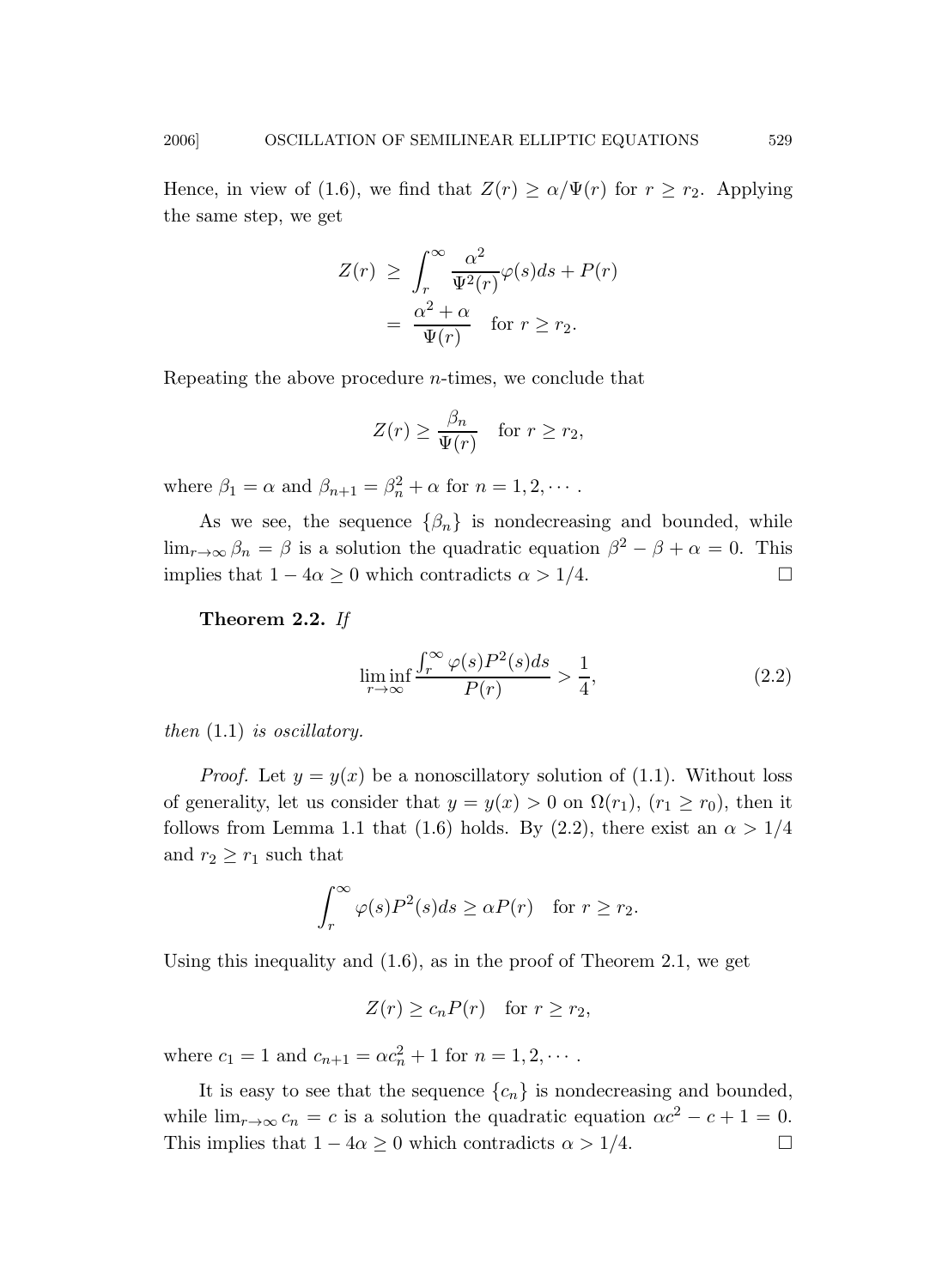Hence, in view of (1.6), we find that $Z(r) \geq \alpha/\Psi(r)$ for $r \geq r_2$. Applying the same step, we get

$$
\begin{aligned}
Z(r) \;&\geq\; \int_r^\infty \frac{\alpha^2}{\Psi^2(r)}\varphi(s)ds + P(r) \\
&=\; \frac{\alpha^2+\alpha}{\Psi(r)} \quad \text{for } r \geq r_2.
\end{aligned}
$$

Repeating the above procedure $n$-times, we conclude that

$$
Z(r) \geq \frac{\beta_n}{\Psi(r)} \quad \text{for } r \geq r_2,
$$

where $\beta_1 = \alpha$ and $\beta_{n+1} = \beta_n^2 + \alpha$ for $n = 1, 2, \cdots$.

As we see, the sequence $\{\beta_n\}$ is nondecreasing and bounded, while $\lim_{r\to\infty} \beta_n = \beta$ is a solution the quadratic equation $\beta^2 - \beta + \alpha = 0$. This implies that $1 - 4\alpha \geq 0$ which contradicts $\alpha > 1/4$. □

**Theorem 2.2.** *If*

$$
\liminf_{r\to\infty} \frac{\int_r^\infty \varphi(s)P^2(s)ds}{P(r)} > \frac{1}{4}, \tag{2.2}
$$

*then* (1.1) *is oscillatory.*

*Proof.* Let $y = y(x)$ be a nonoscillatory solution of (1.1). Without loss of generality, let us consider that $y = y(x) > 0$ on $\Omega(r_1)$, $(r_1 \geq r_0)$, then it follows from Lemma 1.1 that (1.6) holds. By (2.2), there exist an $\alpha > 1/4$ and $r_2 \geq r_1$ such that

$$
\int_r^\infty \varphi(s)P^2(s)ds \geq \alpha P(r) \quad \text{for } r \geq r_2.
$$

Using this inequality and (1.6), as in the proof of Theorem 2.1, we get

$$
Z(r) \geq c_n P(r) \quad \text{for } r \geq r_2,
$$

where $c_1 = 1$ and $c_{n+1} = \alpha c_n^2 + 1$ for $n = 1, 2, \cdots$.

It is easy to see that the sequence $\{c_n\}$ is nondecreasing and bounded, while $\lim_{r\to\infty} c_n = c$ is a solution the quadratic equation $\alpha c^2 - c + 1 = 0$. This implies that $1 - 4\alpha \geq 0$ which contradicts $\alpha > 1/4$. □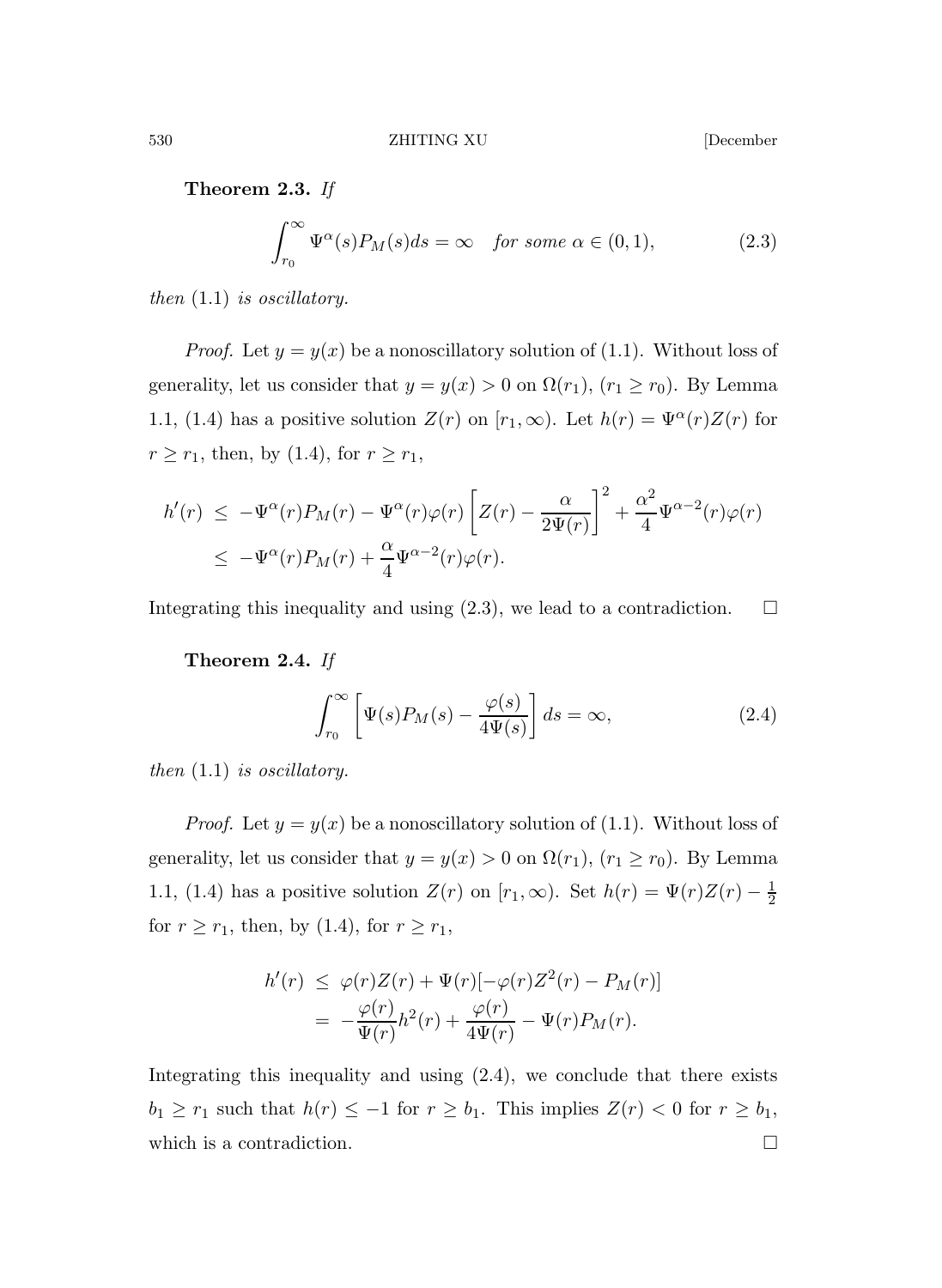**Theorem 2.3.** *If*

$$\int_{r_0}^{\infty} \Psi^{\alpha}(s) P_M(s) ds = \infty \quad \text{for some } \alpha \in (0,1), \tag{2.3}$$

*then* (1.1) *is oscillatory.*

*Proof.* Let $y = y(x)$ be a nonoscillatory solution of (1.1). Without loss of generality, let us consider that $y = y(x) > 0$ on $\Omega(r_1)$, $(r_1 \geq r_0)$. By Lemma 1.1, (1.4) has a positive solution $Z(r)$ on $[r_1, \infty)$. Let $h(r) = \Psi^{\alpha}(r) Z(r)$ for $r \geq r_1$, then, by (1.4), for $r \geq r_1$,

$$\begin{aligned} h'(r) &\leq -\Psi^{\alpha}(r) P_M(r) - \Psi^{\alpha}(r)\varphi(r)\left[Z(r) - \frac{\alpha}{2\Psi(r)}\right]^2 + \frac{\alpha^2}{4}\Psi^{\alpha-2}(r)\varphi(r) \\ &\leq -\Psi^{\alpha}(r) P_M(r) + \frac{\alpha}{4}\Psi^{\alpha-2}(r)\varphi(r). \end{aligned}$$

Integrating this inequality and using (2.3), we lead to a contradiction. $\square$

**Theorem 2.4.** *If*

$$\int_{r_0}^{\infty} \left[\Psi(s) P_M(s) - \frac{\varphi(s)}{4\Psi(s)}\right] ds = \infty, \tag{2.4}$$

*then* (1.1) *is oscillatory.*

*Proof.* Let $y = y(x)$ be a nonoscillatory solution of (1.1). Without loss of generality, let us consider that $y = y(x) > 0$ on $\Omega(r_1)$, $(r_1 \geq r_0)$. By Lemma 1.1, (1.4) has a positive solution $Z(r)$ on $[r_1, \infty)$. Set $h(r) = \Psi(r) Z(r) - \frac{1}{2}$ for $r \geq r_1$, then, by (1.4), for $r \geq r_1$,

$$\begin{aligned} h'(r) &\leq \varphi(r) Z(r) + \Psi(r)[-\varphi(r) Z^2(r) - P_M(r)] \\ &= -\frac{\varphi(r)}{\Psi(r)} h^2(r) + \frac{\varphi(r)}{4\Psi(r)} - \Psi(r) P_M(r). \end{aligned}$$

Integrating this inequality and using (2.4), we conclude that there exists $b_1 \geq r_1$ such that $h(r) \leq -1$ for $r \geq b_1$. This implies $Z(r) < 0$ for $r \geq b_1$, which is a contradiction. $\square$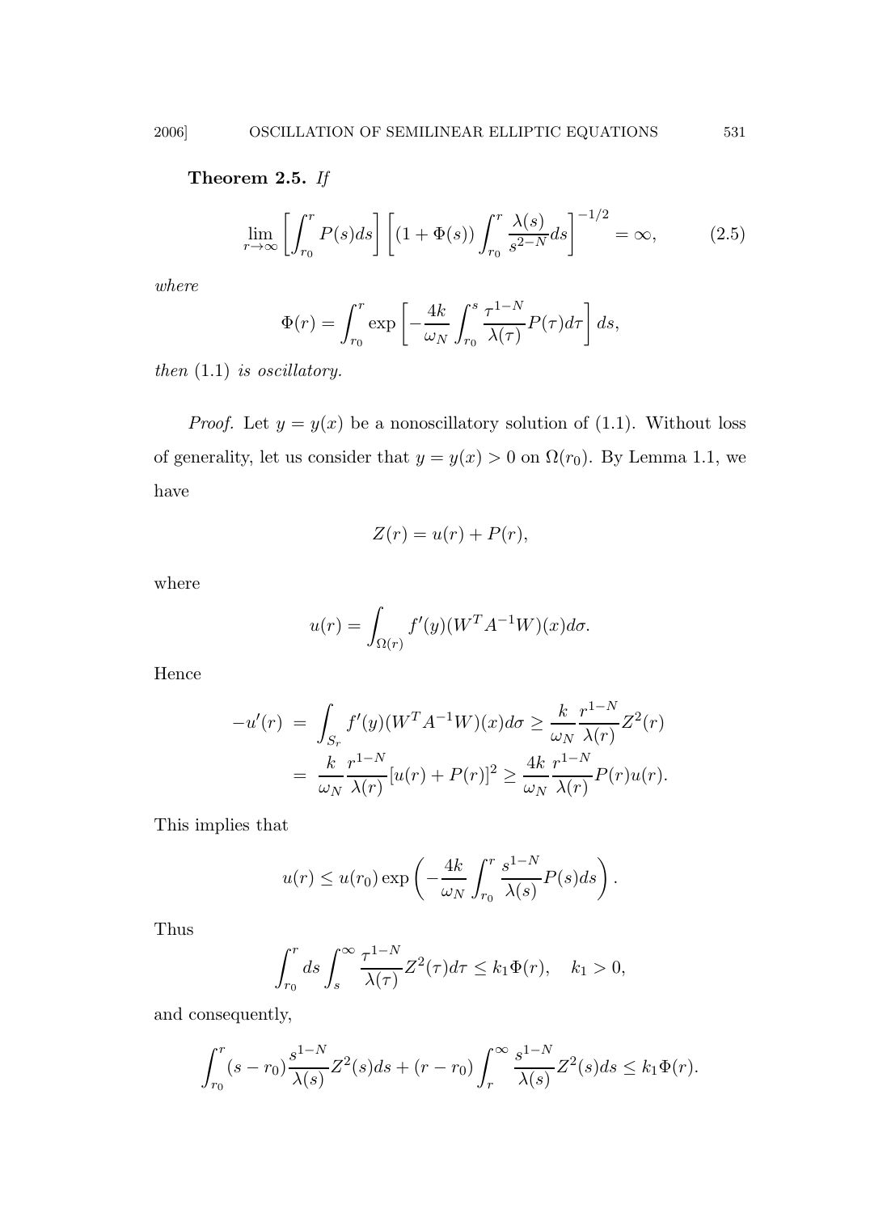**Theorem 2.5.** *If*

$$\lim_{r\to\infty}\left[\int_{r_0}^{r} P(s)ds\right]\left[(1+\Phi(s))\int_{r_0}^{r}\frac{\lambda(s)}{s^{2-N}}ds\right]^{-1/2}=\infty, \tag{2.5}$$

*where*

$$\Phi(r)=\int_{r_0}^{r}\exp\left[-\frac{4k}{\omega_N}\int_{r_0}^{s}\frac{\tau^{1-N}}{\lambda(\tau)}P(\tau)d\tau\right]ds,$$

*then* (1.1) *is oscillatory.*

*Proof.* Let $y=y(x)$ be a nonoscillatory solution of (1.1). Without loss of generality, let us consider that $y=y(x)>0$ on $\Omega(r_0)$. By Lemma 1.1, we have

$$Z(r)=u(r)+P(r),$$

where

$$u(r)=\int_{\Omega(r)} f'(y)(W^TA^{-1}W)(x)d\sigma.$$

Hence

$$\begin{aligned}
-u'(r) &= \int_{S_r} f'(y)(W^TA^{-1}W)(x)d\sigma \geq \frac{k}{\omega_N}\frac{r^{1-N}}{\lambda(r)}Z^2(r)\\
&= \frac{k}{\omega_N}\frac{r^{1-N}}{\lambda(r)}[u(r)+P(r)]^2 \geq \frac{4k}{\omega_N}\frac{r^{1-N}}{\lambda(r)}P(r)u(r).
\end{aligned}$$

This implies that

$$u(r)\leq u(r_0)\exp\left(-\frac{4k}{\omega_N}\int_{r_0}^{r}\frac{s^{1-N}}{\lambda(s)}P(s)ds\right).$$

Thus

$$\int_{r_0}^{r} ds\int_{s}^{\infty}\frac{\tau^{1-N}}{\lambda(\tau)}Z^2(\tau)d\tau\leq k_1\Phi(r),\quad k_1>0,$$

and consequently,

$$\int_{r_0}^{r}(s-r_0)\frac{s^{1-N}}{\lambda(s)}Z^2(s)ds+(r-r_0)\int_{r}^{\infty}\frac{s^{1-N}}{\lambda(s)}Z^2(s)ds\leq k_1\Phi(r).$$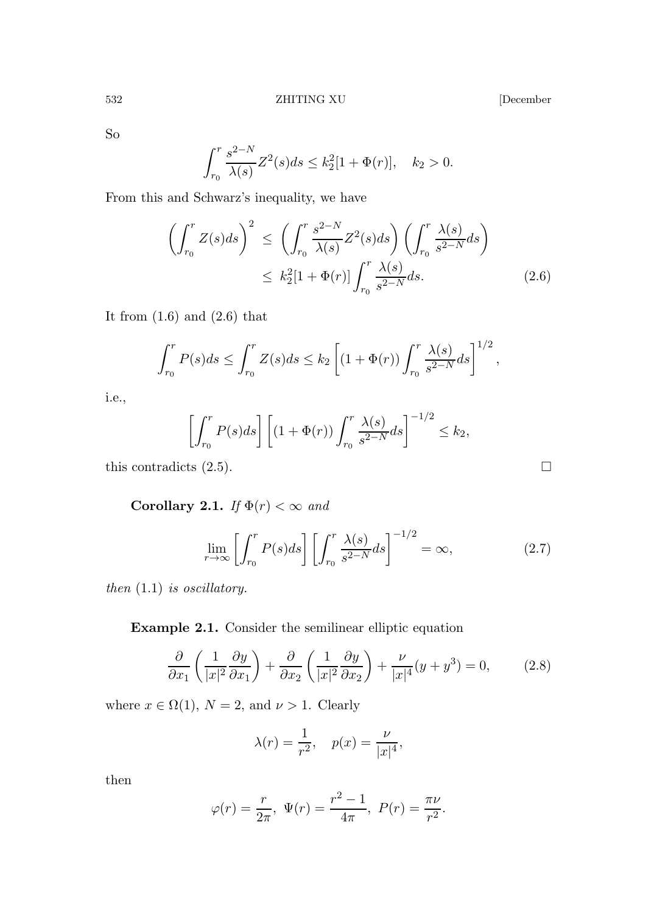So

$$\int_{r_0}^{r} \frac{s^{2-N}}{\lambda(s)} Z^2(s) ds \le k_2^2 [1 + \Phi(r)], \quad k_2 > 0.$$

From this and Schwarz's inequality, we have

$$\begin{aligned}
\left( \int_{r_0}^{r} Z(s) ds \right)^2 &\le \left( \int_{r_0}^{r} \frac{s^{2-N}}{\lambda(s)} Z^2(s) ds \right) \left( \int_{r_0}^{r} \frac{\lambda(s)}{s^{2-N}} ds \right) \\
&\le k_2^2 [1 + \Phi(r)] \int_{r_0}^{r} \frac{\lambda(s)}{s^{2-N}} ds. \qquad (2.6)
\end{aligned}$$

It from (1.6) and (2.6) that

$$\int_{r_0}^{r} P(s) ds \le \int_{r_0}^{r} Z(s) ds \le k_2 \left[ (1 + \Phi(r)) \int_{r_0}^{r} \frac{\lambda(s)}{s^{2-N}} ds \right]^{1/2},$$

i.e.,

$$\left[ \int_{r_0}^{r} P(s) ds \right] \left[ (1 + \Phi(r)) \int_{r_0}^{r} \frac{\lambda(s)}{s^{2-N}} ds \right]^{-1/2} \le k_2,$$

this contradicts (2.5). □

**Corollary 2.1.** *If* $\Phi(r) < \infty$ *and*

$$\lim_{r \to \infty} \left[ \int_{r_0}^{r} P(s) ds \right] \left[ \int_{r_0}^{r} \frac{\lambda(s)}{s^{2-N}} ds \right]^{-1/2} = \infty, \qquad (2.7)$$

*then* (1.1) *is oscillatory.*

**Example 2.1.** Consider the semilinear elliptic equation

$$\frac{\partial}{\partial x_1} \left( \frac{1}{|x|^2} \frac{\partial y}{\partial x_1} \right) + \frac{\partial}{\partial x_2} \left( \frac{1}{|x|^2} \frac{\partial y}{\partial x_2} \right) + \frac{\nu}{|x|^4} (y + y^3) = 0, \qquad (2.8)$$

where $x \in \Omega(1)$, $N = 2$, and $\nu > 1$. Clearly

$$\lambda(r) = \frac{1}{r^2}, \quad p(x) = \frac{\nu}{|x|^4},$$

then

$$\varphi(r) = \frac{r}{2\pi}, \ \Psi(r) = \frac{r^2 - 1}{4\pi}, \ P(r) = \frac{\pi \nu}{r^2}.$$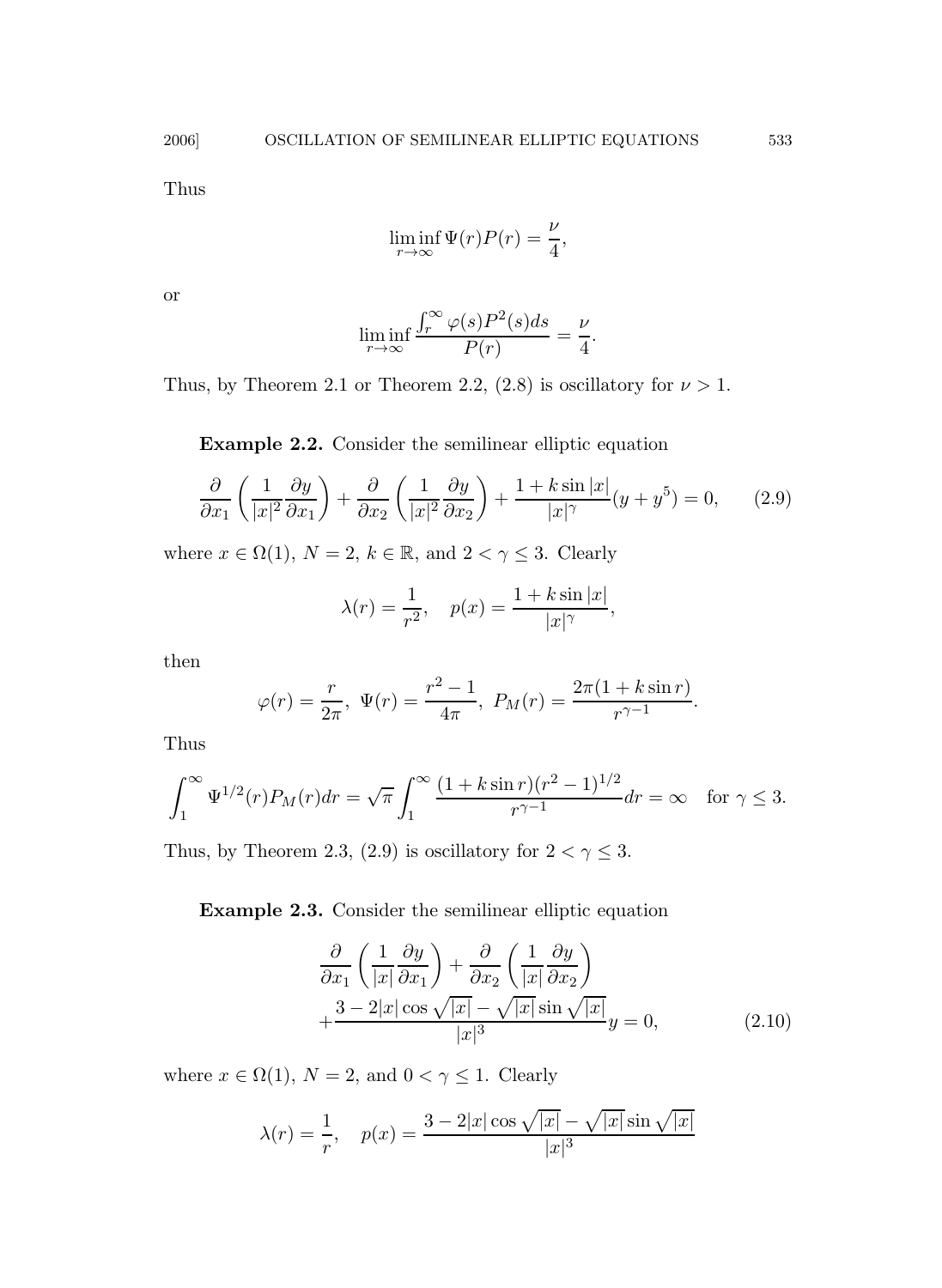Thus

$$\liminf_{r\to\infty} \Psi(r)P(r) = \frac{\nu}{4},$$

or

$$\liminf_{r\to\infty} \frac{\int_r^\infty \varphi(s)P^2(s)ds}{P(r)} = \frac{\nu}{4}.$$

Thus, by Theorem 2.1 or Theorem 2.2, (2.8) is oscillatory for $\nu > 1$.

**Example 2.2.** Consider the semilinear elliptic equation

$$\frac{\partial}{\partial x_1}\left(\frac{1}{|x|^2}\frac{\partial y}{\partial x_1}\right) + \frac{\partial}{\partial x_2}\left(\frac{1}{|x|^2}\frac{\partial y}{\partial x_2}\right) + \frac{1+k\sin|x|}{|x|^\gamma}(y+y^5) = 0, \tag{2.9}$$

where $x \in \Omega(1)$, $N = 2$, $k \in \mathbb{R}$, and $2 < \gamma \le 3$. Clearly

$$\lambda(r) = \frac{1}{r^2}, \quad p(x) = \frac{1+k\sin|x|}{|x|^\gamma},$$

then

$$\varphi(r) = \frac{r}{2\pi},\ \Psi(r) = \frac{r^2-1}{4\pi},\ P_M(r) = \frac{2\pi(1+k\sin r)}{r^{\gamma-1}}.$$

Thus

$$\int_1^\infty \Psi^{1/2}(r)P_M(r)dr = \sqrt{\pi}\int_1^\infty \frac{(1+k\sin r)(r^2-1)^{1/2}}{r^{\gamma-1}}dr = \infty \quad \text{for } \gamma \le 3.$$

Thus, by Theorem 2.3, (2.9) is oscillatory for $2 < \gamma \le 3$.

**Example 2.3.** Consider the semilinear elliptic equation

$$\begin{aligned}&\frac{\partial}{\partial x_1}\left(\frac{1}{|x|}\frac{\partial y}{\partial x_1}\right) + \frac{\partial}{\partial x_2}\left(\frac{1}{|x|}\frac{\partial y}{\partial x_2}\right)\\ &+\frac{3-2|x|\cos\sqrt{|x|}-\sqrt{|x|}\sin\sqrt{|x|}}{|x|^3}y = 0,\end{aligned} \tag{2.10}$$

where $x \in \Omega(1)$, $N = 2$, and $0 < \gamma \le 1$. Clearly

$$\lambda(r) = \frac{1}{r}, \quad p(x) = \frac{3-2|x|\cos\sqrt{|x|}-\sqrt{|x|}\sin\sqrt{|x|}}{|x|^3}$$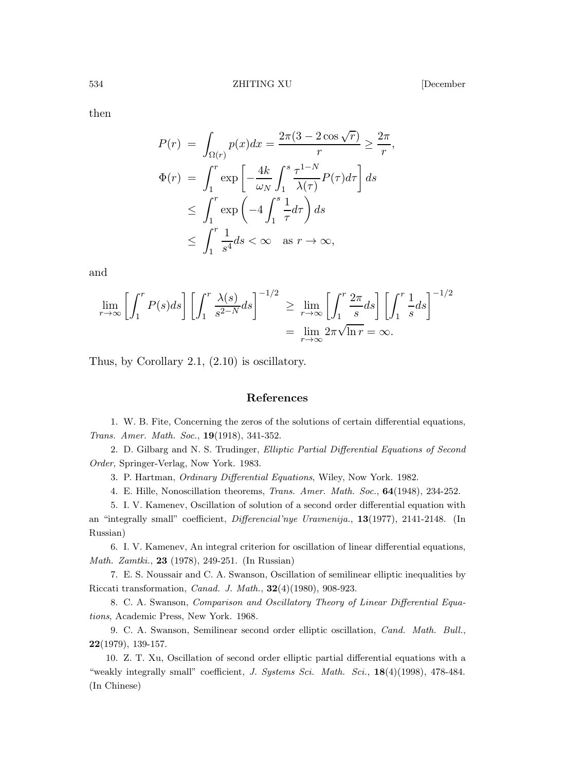then

$$
\begin{aligned}
P(r) &= \int_{\Omega(r)} p(x)dx = \frac{2\pi(3-2\cos\sqrt{r})}{r} \geq \frac{2\pi}{r}, \\
\Phi(r) &= \int_1^r \exp\left[-\frac{4k}{\omega_N}\int_1^s \frac{\tau^{1-N}}{\lambda(\tau)}P(\tau)d\tau\right]ds \\
&\leq \int_1^r \exp\left(-4\int_1^s \frac{1}{\tau}d\tau\right)ds \\
&\leq \int_1^r \frac{1}{s^4}ds < \infty \quad \text{as } r\to\infty,
\end{aligned}
$$

and

$$
\begin{aligned}
\lim_{r\to\infty}\left[\int_1^r P(s)ds\right]\left[\int_1^r \frac{\lambda(s)}{s^{2-N}}ds\right]^{-1/2} &\geq \lim_{r\to\infty}\left[\int_1^r \frac{2\pi}{s}ds\right]\left[\int_1^r \frac{1}{s}ds\right]^{-1/2} \\
&= \lim_{r\to\infty} 2\pi\sqrt{\ln r} = \infty.
\end{aligned}
$$

Thus, by Corollary 2.1, (2.10) is oscillatory.

## References

1. W. B. Fite, Concerning the zeros of the solutions of certain differential equations, *Trans. Amer. Math. Soc.*, **19**(1918), 341-352.

2. D. Gilbarg and N. S. Trudinger, *Elliptic Partial Differential Equations of Second Order*, Springer-Verlag, Now York. 1983.

3. P. Hartman, *Ordinary Differential Equations*, Wiley, Now York. 1982.

4. E. Hille, Nonoscillation theorems, *Trans. Amer. Math. Soc.*, **64**(1948), 234-252.

5. I. V. Kamenev, Oscillation of solution of a second order differential equation with an "integrally small" coefficient, *Differencial'nye Uravnenija.*, **13**(1977), 2141-2148. (In Russian)

6. I. V. Kamenev, An integral criterion for oscillation of linear differential equations, *Math. Zamtki.*, **23** (1978), 249-251. (In Russian)

7. E. S. Noussair and C. A. Swanson, Oscillation of semilinear elliptic inequalities by Riccati transformation, *Canad. J. Math.*, **32**(4)(1980), 908-923.

8. C. A. Swanson, *Comparison and Oscillatory Theory of Linear Differential Equations*, Academic Press, New York. 1968.

9. C. A. Swanson, Semilinear second order elliptic oscillation, *Cand. Math. Bull.*, **22**(1979), 139-157.

10. Z. T. Xu, Oscillation of second order elliptic partial differential equations with a "weakly integrally small" coefficient, *J. Systems Sci. Math. Sci.*, **18**(4)(1998), 478-484. (In Chinese)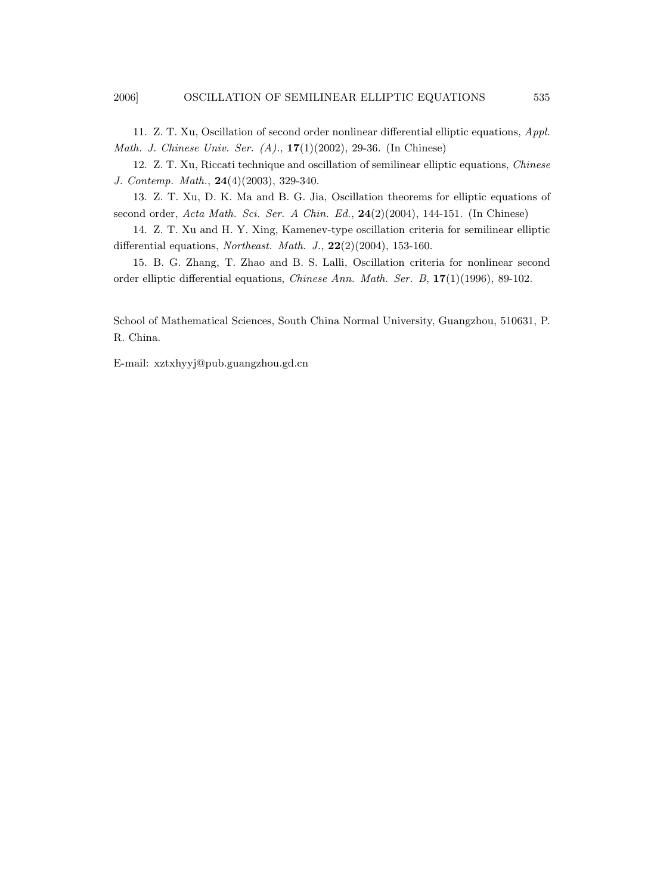11. Z. T. Xu, Oscillation of second order nonlinear differential elliptic equations, *Appl. Math. J. Chinese Univ. Ser. (A).*, **17**(1)(2002), 29-36. (In Chinese)

12. Z. T. Xu, Riccati technique and oscillation of semilinear elliptic equations, *Chinese J. Contemp. Math.*, **24**(4)(2003), 329-340.

13. Z. T. Xu, D. K. Ma and B. G. Jia, Oscillation theorems for elliptic equations of second order, *Acta Math. Sci. Ser. A Chin. Ed.*, **24**(2)(2004), 144-151. (In Chinese)

14. Z. T. Xu and H. Y. Xing, Kamenev-type oscillation criteria for semilinear elliptic differential equations, *Northeast. Math. J.*, **22**(2)(2004), 153-160.

15. B. G. Zhang, T. Zhao and B. S. Lalli, Oscillation criteria for nonlinear second order elliptic differential equations, *Chinese Ann. Math. Ser. B*, **17**(1)(1996), 89-102.

School of Mathematical Sciences, South China Normal University, Guangzhou, 510631, P. R. China.

E-mail: xztxhyyj@pub.guangzhou.gd.cn